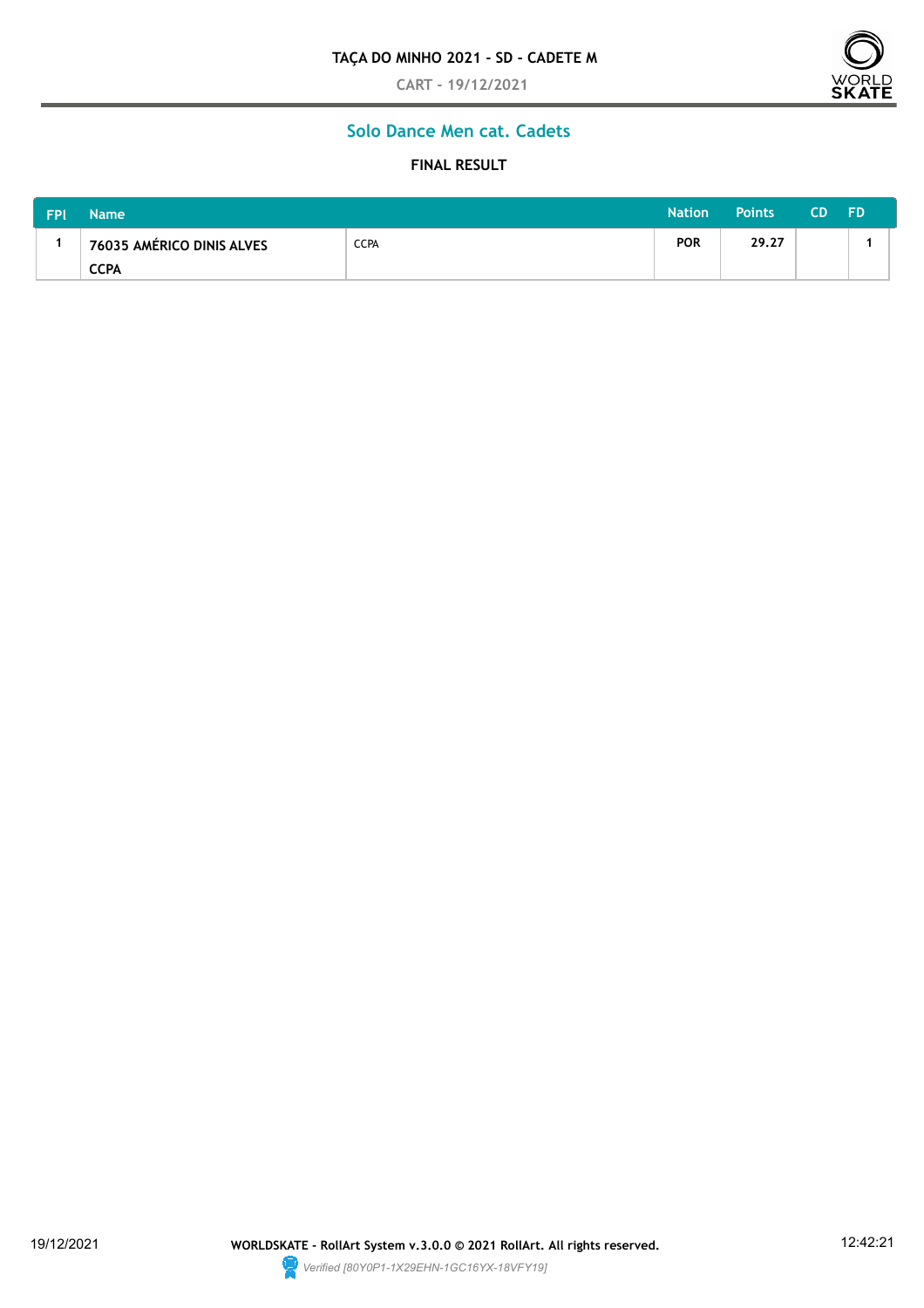**TAÇA DO MINHO 2021 - SD - CADETE M**

CART - 19/12/2021

## Solo Dance Men cat. Cadets

### FINAL RESULT

| FPl | Name | | Nation | Points | CD | FD |
|---|---|---|---|---|---|---|
| 1 | 76035 AMÉRICO DINIS ALVES CCPA | CCPA | POR | 29.27 | | 1 |

19/12/2021 WORLDSKATE - RollArt System v.3.0.0 © 2021 RollArt. All rights reserved. 12:42:21

*Verified [80Y0P1-1X29EHN-1GC16YX-18VFY19]*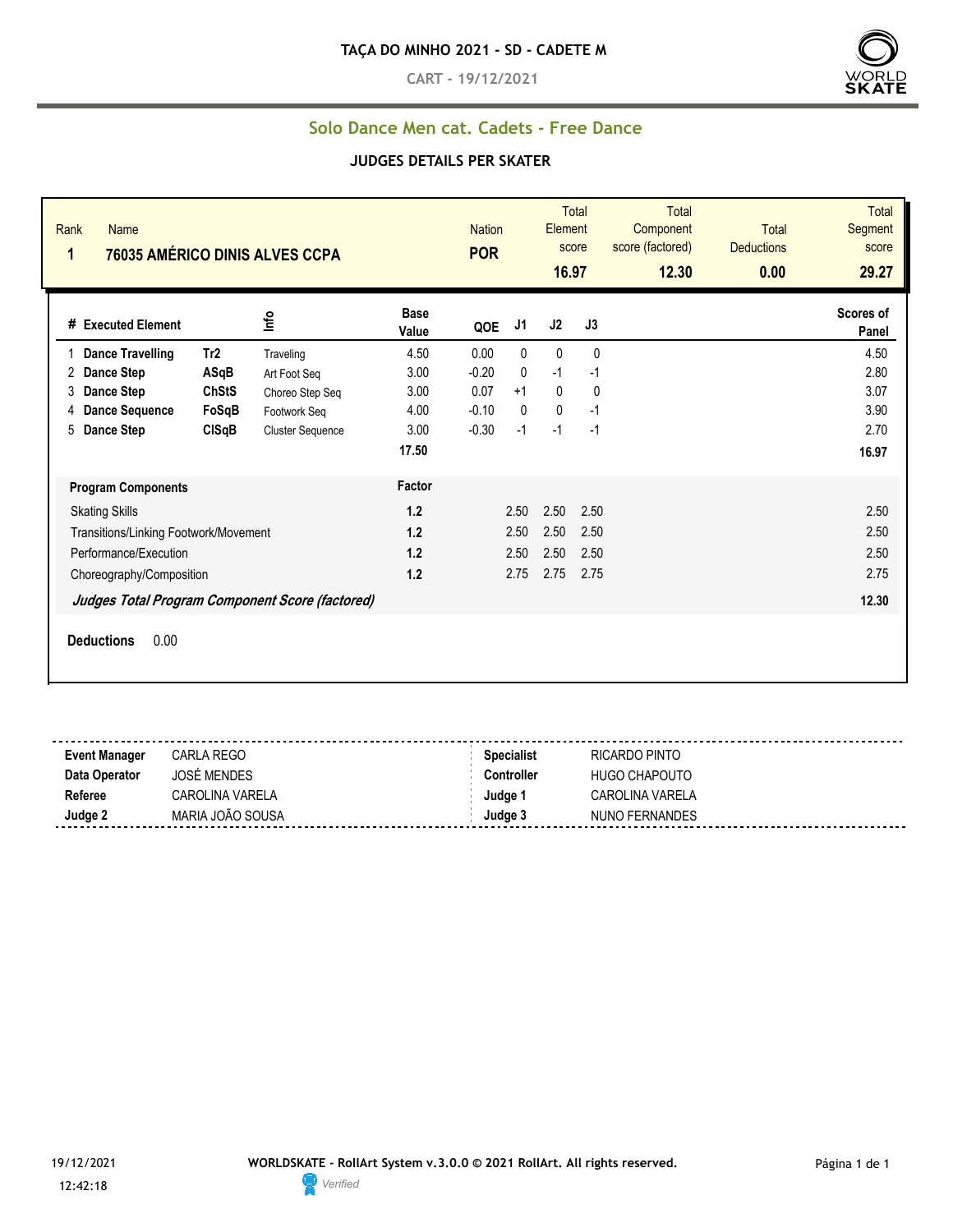# TAÇA DO MINHO 2021 - SD - CADETE M

CART - 19/12/2021

## Solo Dance Men cat. Cadets - Free Dance

### JUDGES DETAILS PER SKATER

| Rank | Name | Nation | Total Element score | Total Component score (factored) | Total Deductions | Total Segment score |
|---|---|---|---|---|---|---|
| 1 | 76035 AMÉRICO DINIS ALVES CCPA | POR | 16.97 | 12.30 | 0.00 | 29.27 |

| # | Executed Element | | Info | Base Value | QOE | J1 | J2 | J3 | Scores of Panel |
|---|---|---|---|---|---|---|---|---|---|
| 1 | Dance Travelling | Tr2 | Traveling | 4.50 | 0.00 | 0 | 0 | 0 | 4.50 |
| 2 | Dance Step | ASqB | Art Foot Seq | 3.00 | -0.20 | 0 | -1 | -1 | 2.80 |
| 3 | Dance Step | ChStS | Choreo Step Seq | 3.00 | 0.07 | +1 | 0 | 0 | 3.07 |
| 4 | Dance Sequence | FoSqB | Footwork Seq | 4.00 | -0.10 | 0 | 0 | -1 | 3.90 |
| 5 | Dance Step | ClSqB | Cluster Sequence | 3.00 | -0.30 | -1 | -1 | -1 | 2.70 |
| | | | | 17.50 | | | | | 16.97 |

| Program Components | Factor | J1 | J2 | J3 | |
|---|---|---|---|---|---|
| Skating Skills | 1.2 | 2.50 | 2.50 | 2.50 | 2.50 |
| Transitions/Linking Footwork/Movement | 1.2 | 2.50 | 2.50 | 2.50 | 2.50 |
| Performance/Execution | 1.2 | 2.50 | 2.50 | 2.50 | 2.50 |
| Choreography/Composition | 1.2 | 2.75 | 2.75 | 2.75 | 2.75 |
| ***Judges Total Program Component Score (factored)*** | | | | | 12.30 |

**Deductions** 0.00

| | | | |
|---|---|---|---|
| **Event Manager** | CARLA REGO | **Specialist** | RICARDO PINTO |
| **Data Operator** | JOSÉ MENDES | **Controller** | HUGO CHAPOUTO |
| **Referee** | CAROLINA VARELA | **Judge 1** | CAROLINA VARELA |
| **Judge 2** | MARIA JOÃO SOUSA | **Judge 3** | NUNO FERNANDES |

19/12/2021 12:42:18

WORLDSKATE - RollArt System v.3.0.0 © 2021 RollArt. All rights reserved.

Verified